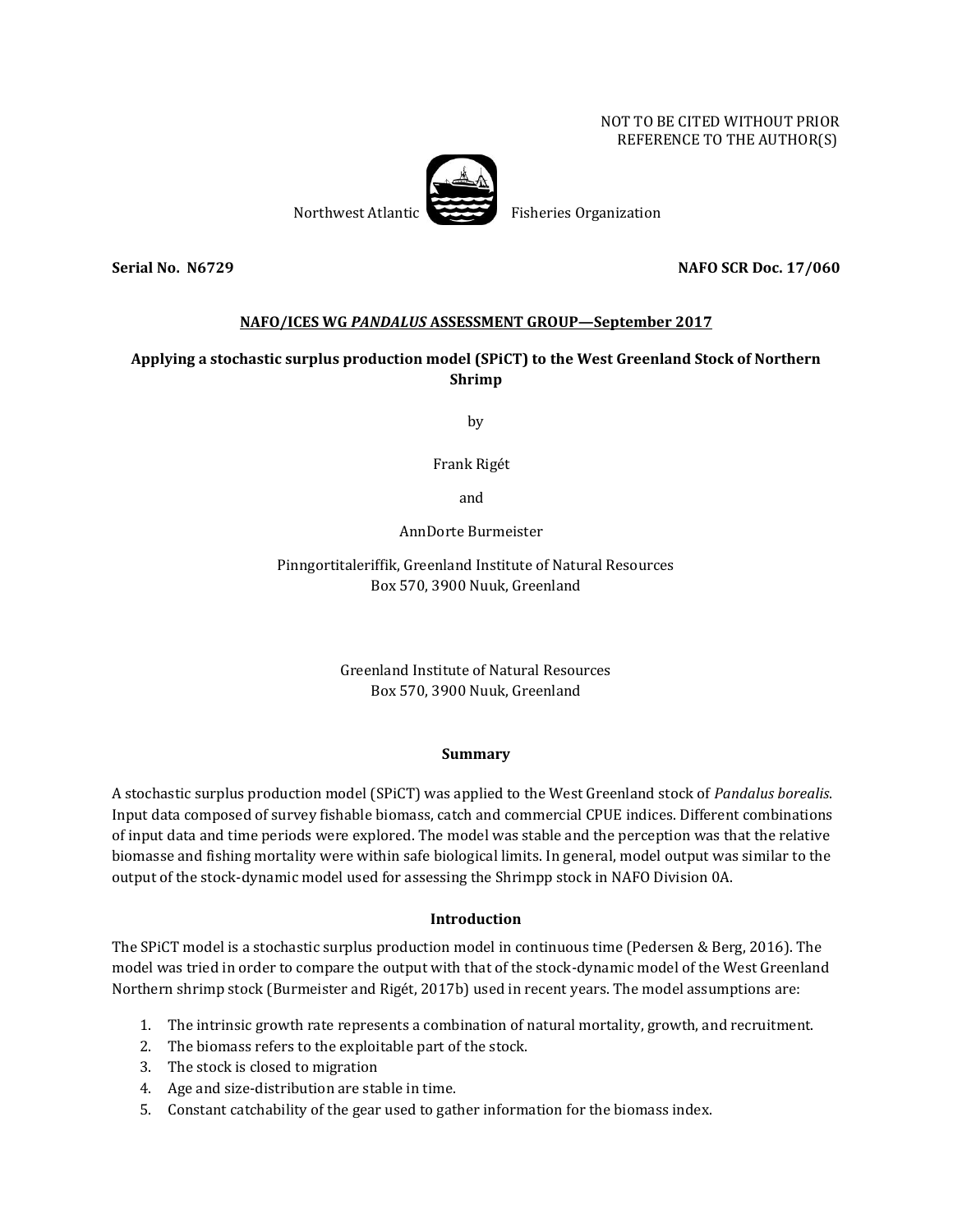NOT TO BE CITED WITHOUT PRIOR
REFERENCE TO THE AUTHOR(S)

Northwest Atlantic Fisheries Organization

**Serial No. N6729** **NAFO SCR Doc. 17/060**

**NAFO/ICES WG *PANDALUS* ASSESSMENT GROUP—September 2017**

**Applying a stochastic surplus production model (SPiCT) to the West Greenland Stock of Northern Shrimp**

by

Frank Rigét

and

AnnDorte Burmeister

Pinngortitaleriffik, Greenland Institute of Natural Resources
Box 570, 3900 Nuuk, Greenland

Greenland Institute of Natural Resources
Box 570, 3900 Nuuk, Greenland

## Summary

A stochastic surplus production model (SPiCT) was applied to the West Greenland stock of *Pandalus borealis*. Input data composed of survey fishable biomass, catch and commercial CPUE indices. Different combinations of input data and time periods were explored. The model was stable and the perception was that the relative biomasse and fishing mortality were within safe biological limits. In general, model output was similar to the output of the stock-dynamic model used for assessing the Shrimpp stock in NAFO Division 0A.

## Introduction

The SPiCT model is a stochastic surplus production model in continuous time (Pedersen & Berg, 2016). The model was tried in order to compare the output with that of the stock-dynamic model of the West Greenland Northern shrimp stock (Burmeister and Rigét, 2017b) used in recent years. The model assumptions are:

1. The intrinsic growth rate represents a combination of natural mortality, growth, and recruitment.
2. The biomass refers to the exploitable part of the stock.
3. The stock is closed to migration
4. Age and size-distribution are stable in time.
5. Constant catchability of the gear used to gather information for the biomass index.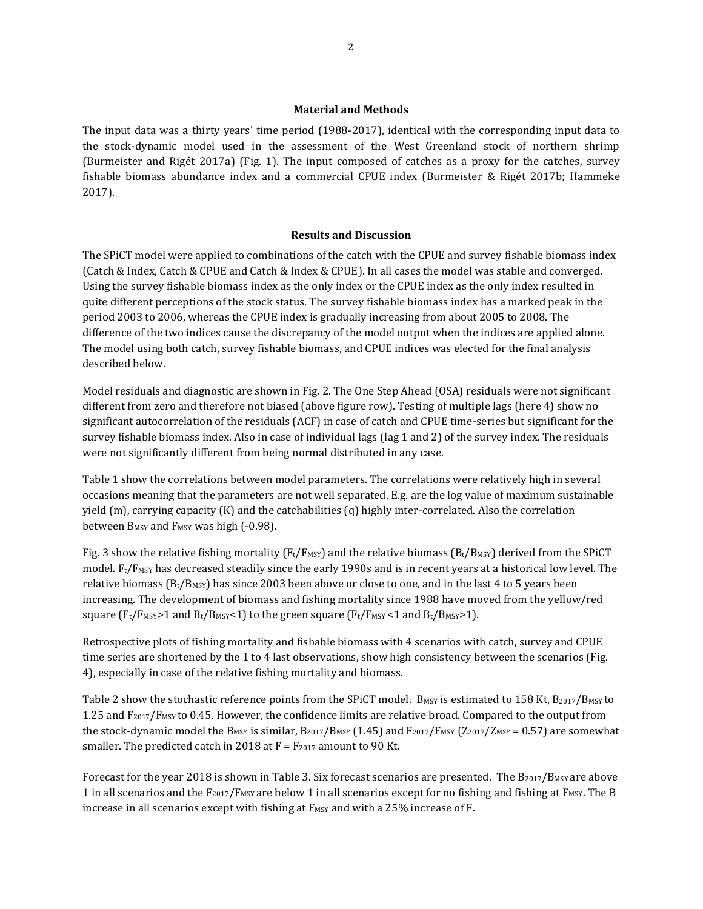**Material and Methods**

The input data was a thirty years' time period (1988-2017), identical with the corresponding input data to the stock-dynamic model used in the assessment of the West Greenland stock of northern shrimp (Burmeister and Rigét 2017a) (Fig. 1). The input composed of catches as a proxy for the catches, survey fishable biomass abundance index and a commercial CPUE index (Burmeister & Rigét 2017b; Hammeke 2017).

**Results and Discussion**

The SPiCT model were applied to combinations of the catch with the CPUE and survey fishable biomass index (Catch & Index, Catch & CPUE and Catch & Index & CPUE). In all cases the model was stable and converged. Using the survey fishable biomass index as the only index or the CPUE index as the only index resulted in quite different perceptions of the stock status. The survey fishable biomass index has a marked peak in the period 2003 to 2006, whereas the CPUE index is gradually increasing from about 2005 to 2008. The difference of the two indices cause the discrepancy of the model output when the indices are applied alone. The model using both catch, survey fishable biomass, and CPUE indices was elected for the final analysis described below.

Model residuals and diagnostic are shown in Fig. 2. The One Step Ahead (OSA) residuals were not significant different from zero and therefore not biased (above figure row). Testing of multiple lags (here 4) show no significant autocorrelation of the residuals (ACF) in case of catch and CPUE time-series but significant for the survey fishable biomass index. Also in case of individual lags (lag 1 and 2) of the survey index. The residuals were not significantly different from being normal distributed in any case.

Table 1 show the correlations between model parameters. The correlations were relatively high in several occasions meaning that the parameters are not well separated. E.g. are the log value of maximum sustainable yield (m), carrying capacity (K) and the catchabilities (q) highly inter-correlated. Also the correlation between $B_{MSY}$ and $F_{MSY}$ was high (-0.98).

Fig. 3 show the relative fishing mortality ($F_t/F_{MSY}$) and the relative biomass ($B_t/B_{MSY}$) derived from the SPiCT model. $F_t/F_{MSY}$ has decreased steadily since the early 1990s and is in recent years at a historical low level. The relative biomass ($B_t/B_{MSY}$) has since 2003 been above or close to one, and in the last 4 to 5 years been increasing. The development of biomass and fishing mortality since 1988 have moved from the yellow/red square ($F_t/F_{MSY}$>1 and $B_t/B_{MSY}$<1) to the green square ($F_t/F_{MSY}$ <1 and $B_t/B_{MSY}$>1).

Retrospective plots of fishing mortality and fishable biomass with 4 scenarios with catch, survey and CPUE time series are shortened by the 1 to 4 last observations, show high consistency between the scenarios (Fig. 4), especially in case of the relative fishing mortality and biomass.

Table 2 show the stochastic reference points from the SPiCT model. $B_{MSY}$ is estimated to 158 Kt, $B_{2017}/B_{MSY}$ to 1.25 and $F_{2017}/F_{MSY}$ to 0.45. However, the confidence limits are relative broad. Compared to the output from the stock-dynamic model the $B_{MSY}$ is similar, $B_{2017}/B_{MSY}$ (1.45) and $F_{2017}/F_{MSY}$ ($Z_{2017}/Z_{MSY}$ = 0.57) are somewhat smaller. The predicted catch in 2018 at F = $F_{2017}$ amount to 90 Kt.

Forecast for the year 2018 is shown in Table 3. Six forecast scenarios are presented. The $B_{2017}/B_{MSY}$ are above 1 in all scenarios and the $F_{2017}/F_{MSY}$ are below 1 in all scenarios except for no fishing and fishing at $F_{MSY}$. The B increase in all scenarios except with fishing at $F_{MSY}$ and with a 25% increase of F.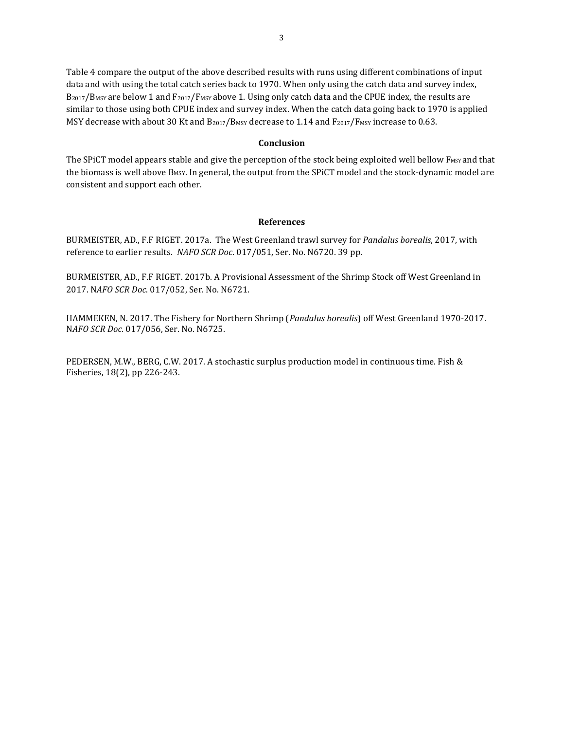Table 4 compare the output of the above described results with runs using different combinations of input data and with using the total catch series back to 1970. When only using the catch data and survey index, $B_{2017}/B_{MSY}$ are below 1 and $F_{2017}/F_{MSY}$ above 1. Using only catch data and the CPUE index, the results are similar to those using both CPUE index and survey index. When the catch data going back to 1970 is applied MSY decrease with about 30 Kt and $B_{2017}/B_{MSY}$ decrease to 1.14 and $F_{2017}/F_{MSY}$ increase to 0.63.

## Conclusion

The SPiCT model appears stable and give the perception of the stock being exploited well bellow $F_{MSY}$ and that the biomass is well above $B_{MSY}$. In general, the output from the SPiCT model and the stock-dynamic model are consistent and support each other.

## References

BURMEISTER, AD., F.F RIGET. 2017a. The West Greenland trawl survey for *Pandalus borealis*, 2017, with reference to earlier results. *NAFO SCR Doc*. 017/051, Ser. No. N6720. 39 pp.

BURMEISTER, AD., F.F RIGET. 2017b. A Provisional Assessment of the Shrimp Stock off West Greenland in 2017. N*AFO SCR Doc*. 017/052, Ser. No. N6721.

HAMMEKEN, N. 2017. The Fishery for Northern Shrimp (*Pandalus borealis*) off West Greenland 1970-2017. N*AFO SCR Doc*. 017/056, Ser. No. N6725.

PEDERSEN, M.W., BERG, C.W. 2017. A stochastic surplus production model in continuous time. Fish & Fisheries, 18(2), pp 226-243.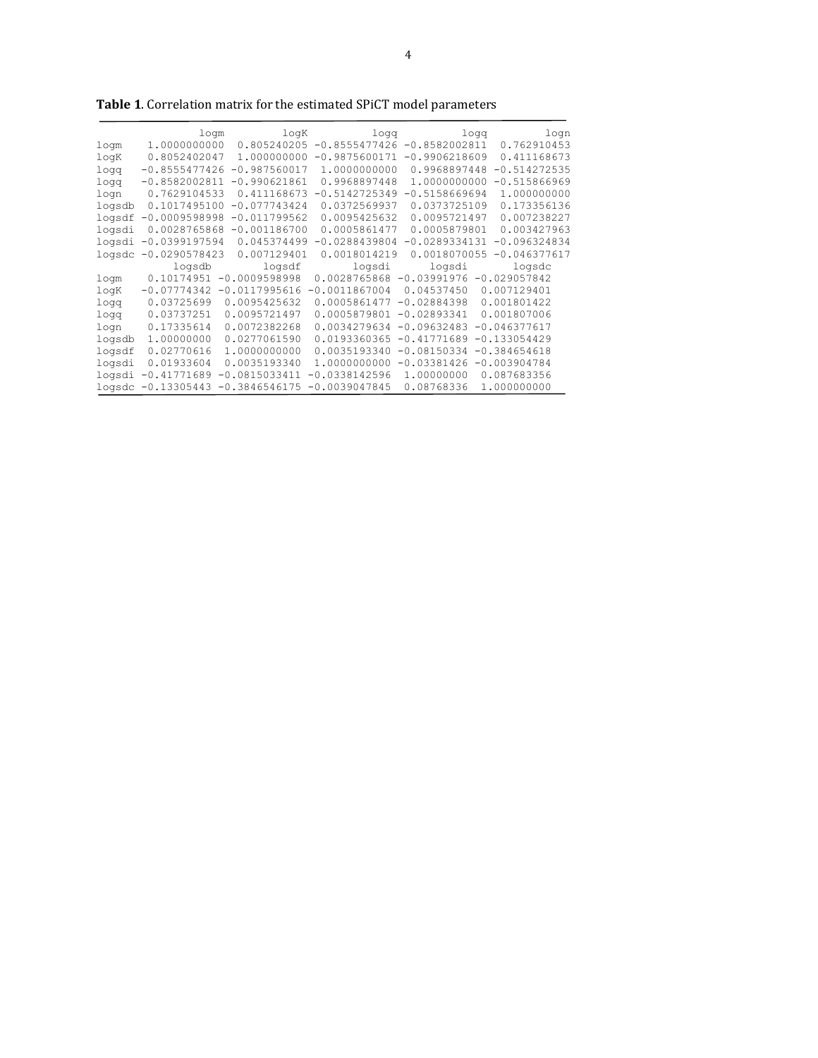**Table 1**. Correlation matrix for the estimated SPiCT model parameters

| | logm | logK | logq | logq | logn |
|---|---|---|---|---|---|
| logm | 1.0000000000 | 0.805240205 | -0.8555477426 | -0.8582002811 | 0.762910453 |
| logK | 0.8052402047 | 1.000000000 | -0.9875600171 | -0.9906218609 | 0.411168673 |
| logq | -0.8555477426 | -0.987560017 | 1.0000000000 | 0.9968897448 | -0.514272535 |
| logq | -0.8582002811 | -0.990621861 | 0.9968897448 | 1.0000000000 | -0.515866969 |
| logn | 0.7629104533 | 0.411168673 | -0.5142725349 | -0.5158669694 | 1.000000000 |
| logsdb | 0.1017495100 | -0.077743424 | 0.0372569937 | 0.0373725109 | 0.173356136 |
| logsdf | -0.0009598998 | -0.011799562 | 0.0095425632 | 0.0095721497 | 0.007238227 |
| logsdi | 0.0028765868 | -0.001186700 | 0.0005861477 | 0.0005879801 | 0.003427963 |
| logsdi | -0.0399197594 | 0.045374499 | -0.0288439804 | -0.0289334131 | -0.096324834 |
| logsdc | -0.0290578423 | 0.007129401 | 0.0018014219 | 0.0018070055 | -0.046377617 |

| | logsdb | logsdf | logsdi | logsdi | logsdc |
|---|---|---|---|---|---|
| logm | 0.10174951 | -0.0009598998 | 0.0028765868 | -0.03991976 | -0.029057842 |
| logK | -0.07774342 | -0.0117995616 | -0.0011867004 | 0.04537450 | 0.007129401 |
| logq | 0.03725699 | 0.0095425632 | 0.0005861477 | -0.02884398 | 0.001801422 |
| logq | 0.03737251 | 0.0095721497 | 0.0005879801 | -0.02893341 | 0.001807006 |
| logn | 0.17335614 | 0.0072382268 | 0.0034279634 | -0.09632483 | -0.046377617 |
| logsdb | 1.00000000 | 0.0277061590 | 0.0193360365 | -0.41771689 | -0.133054429 |
| logsdf | 0.02770616 | 1.0000000000 | 0.0035193340 | -0.08150334 | -0.384654618 |
| logsdi | 0.01933604 | 0.0035193340 | 1.0000000000 | -0.03381426 | -0.003904784 |
| logsdi | -0.41771689 | -0.0815033411 | -0.0338142596 | 1.00000000 | 0.087683356 |
| logsdc | -0.13305443 | -0.3846546175 | -0.0039047845 | 0.08768336 | 1.000000000 |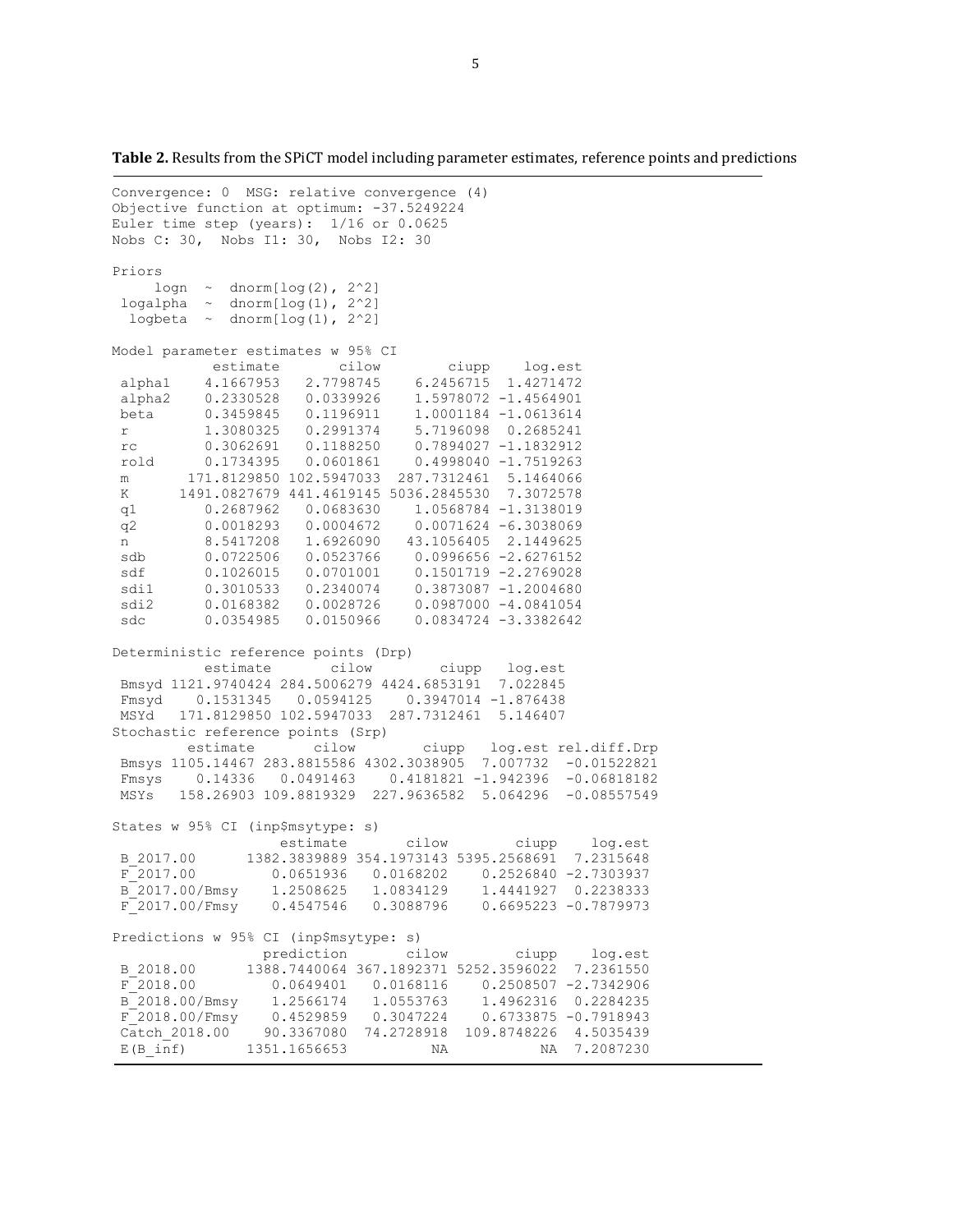**Table 2.** Results from the SPiCT model including parameter estimates, reference points and predictions

```
Convergence: 0  MSG: relative convergence (4)
Objective function at optimum: -37.5249224
Euler time step (years):  1/16 or 0.0625
Nobs C: 30,  Nobs I1: 30,  Nobs I2: 30

Priors
     logn  ~  dnorm[log(2), 2^2]
 logalpha  ~  dnorm[log(1), 2^2]
  logbeta  ~  dnorm[log(1), 2^2]

Model parameter estimates w 95% CI
          estimate       cilow        ciupp    log.est
 alpha1    4.1667953   2.7798745    6.2456715  1.4271472
 alpha2    0.2330528   0.0339926    1.5978072 -1.4564901
 beta      0.3459845   0.1196911    1.0001184 -1.0613614
 r         1.3080325   0.2991374    5.7196098  0.2685241
 rc        0.3062691   0.1188250    0.7894027 -1.1832912
 rold      0.1734395   0.0601861    0.4998040 -1.7519263
 m       171.8129850 102.5947033  287.7312461  5.1464066
 K      1491.0827679 441.4619145 5036.2845530  7.3072578
 q1        0.2687962   0.0683630    1.0568784 -1.3138019
 q2        0.0018293   0.0004672    0.0071624 -6.3038069
 n         8.5417208   1.6926090   43.1056405  2.1449625
 sdb       0.0722506   0.0523766    0.0996656 -2.6276152
 sdf       0.1026015   0.0701001    0.1501719 -2.2769028
 sdi1      0.3010533   0.2340074    0.3873087 -1.2004680
 sdi2      0.0168382   0.0028726    0.0987000 -4.0841054
 sdc       0.0354985   0.0150966    0.0834724 -3.3382642

Deterministic reference points (Drp)
        estimate       cilow        ciupp   log.est
 Bmsyd 1121.9740424 284.5006279 4424.6853191  7.022845
 Fmsyd    0.1531345   0.0594125    0.3947014 -1.876438
 MSYd   171.8129850 102.5947033  287.7312461  5.146407
Stochastic reference points (Srp)
       estimate        cilow        ciupp   log.est rel.diff.Drp
 Bmsys 1105.14467 283.8815586 4302.3038905  7.007732  -0.01522821
 Fmsys    0.14336   0.0491463    0.4181821 -1.942396  -0.06818182
 MSYs   158.26903 109.8819329  227.9636582  5.064296  -0.08557549

States w 95% CI (inp$msytype: s)
                  estimate       cilow        ciupp    log.est
 B_2017.00      1382.3839889 354.1973143 5395.2568691  7.2315648
 F_2017.00         0.0651936   0.0168202    0.2526840 -2.7303937
 B_2017.00/Bmsy    1.2508625   1.0834129    1.4441927  0.2238333
 F_2017.00/Fmsy    0.4547546   0.3088796    0.6695223 -0.7879973

Predictions w 95% CI (inp$msytype: s)
                prediction       cilow        ciupp    log.est
 B_2018.00      1388.7440064 367.1892371 5252.3596022  7.2361550
 F_2018.00         0.0649401   0.0168116    0.2508507 -2.7342906
 B_2018.00/Bmsy    1.2566174   1.0553763    1.4962316  0.2284235
 F_2018.00/Fmsy    0.4529859   0.3047224    0.6733875 -0.7918943
 Catch_2018.00    90.3367080  74.2728918  109.8748226  4.5035439
 E(B_inf)       1351.1656653          NA           NA  7.2087230
```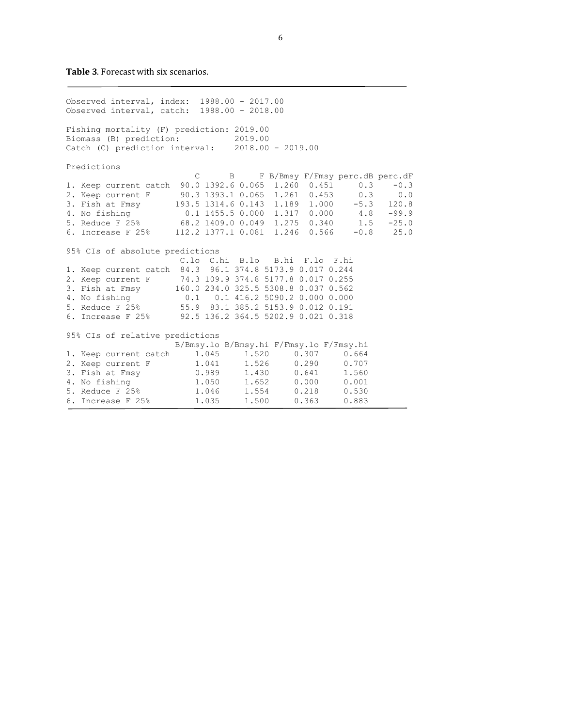**Table 3**. Forecast with six scenarios.

```
Observed interval, index:  1988.00 - 2017.00
Observed interval, catch:  1988.00 - 2018.00

Fishing mortality (F) prediction: 2019.00
Biomass (B) prediction:           2019.00
Catch (C) prediction interval:    2018.00 - 2019.00

Predictions
                          C      B     F B/Bmsy F/Fmsy perc.dB perc.dF
1. Keep current catch  90.0 1392.6 0.065  1.260  0.451     0.3    -0.3
2. Keep current F      90.3 1393.1 0.065  1.261  0.453     0.3     0.0
3. Fish at Fmsy       193.5 1314.6 0.143  1.189  1.000    -5.3   120.8
4. No fishing           0.1 1455.5 0.000  1.317  0.000     4.8   -99.9
5. Reduce F 25%        68.2 1409.0 0.049  1.275  0.340     1.5   -25.0
6. Increase F 25%     112.2 1377.1 0.081  1.246  0.566    -0.8    25.0

95% CIs of absolute predictions
                       C.lo  C.hi  B.lo   B.hi  F.lo  F.hi
1. Keep current catch  84.3  96.1 374.8 5173.9 0.017 0.244
2. Keep current F      74.3 109.9 374.8 5177.8 0.017 0.255
3. Fish at Fmsy       160.0 234.0 325.5 5308.8 0.037 0.562
4. No fishing           0.1   0.1 416.2 5090.2 0.000 0.000
5. Reduce F 25%        55.9  83.1 385.2 5153.9 0.012 0.191
6. Increase F 25%      92.5 136.2 364.5 5202.9 0.021 0.318

95% CIs of relative predictions
                      B/Bmsy.lo B/Bmsy.hi F/Fmsy.lo F/Fmsy.hi
1. Keep current catch     1.045     1.520     0.307     0.664
2. Keep current F         1.041     1.526     0.290     0.707
3. Fish at Fmsy           0.989     1.430     0.641     1.560
4. No fishing             1.050     1.652     0.000     0.001
5. Reduce F 25%           1.046     1.554     0.218     0.530
6. Increase F 25%         1.035     1.500     0.363     0.883
```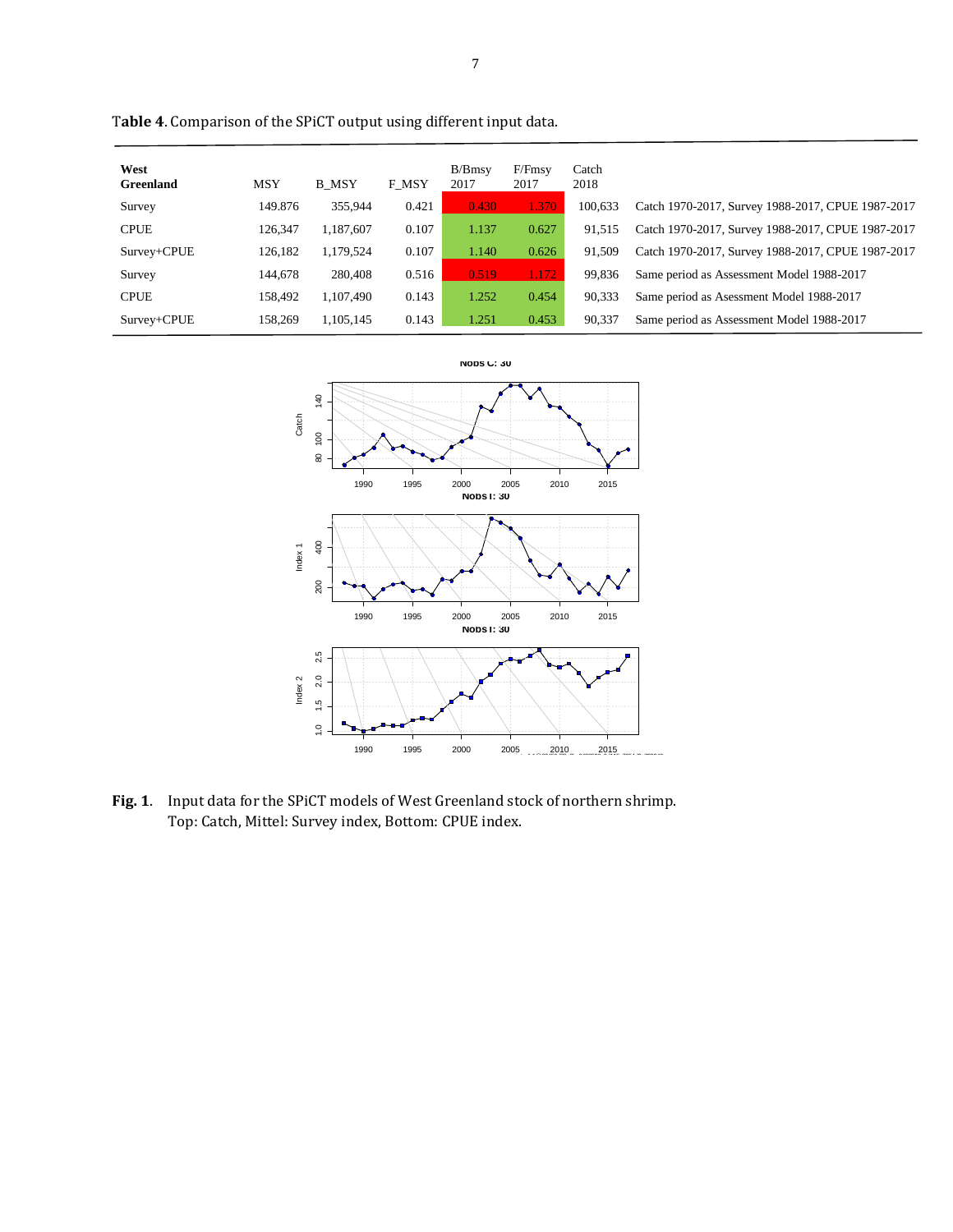**Table 4**. Comparison of the SPiCT output using different input data.

| West Greenland | MSY | B_MSY | F_MSY | B/Bmsy 2017 | F/Fmsy 2017 | Catch 2018 | |
|---|---|---|---|---|---|---|---|
| Survey | 149.876 | 355,944 | 0.421 | 0.430 | 1.370 | 100,633 | Catch 1970-2017, Survey 1988-2017, CPUE 1987-2017 |
| CPUE | 126,347 | 1,187,607 | 0.107 | 1.137 | 0.627 | 91,515 | Catch 1970-2017, Survey 1988-2017, CPUE 1987-2017 |
| Survey+CPUE | 126,182 | 1,179,524 | 0.107 | 1.140 | 0.626 | 91,509 | Catch 1970-2017, Survey 1988-2017, CPUE 1987-2017 |
| Survey | 144,678 | 280,408 | 0.516 | 0.519 | 1.172 | 99,836 | Same period as Assessment Model 1988-2017 |
| CPUE | 158,492 | 1,107,490 | 0.143 | 1.252 | 0.454 | 90,333 | Same period as Asessment Model 1988-2017 |
| Survey+CPUE | 158,269 | 1,105,145 | 0.143 | 1.251 | 0.453 | 90,337 | Same period as Asessment Model 1988-2017 |

**Fig. 1**. Input data for the SPiCT models of West Greenland stock of northern shrimp. Top: Catch, Mittel: Survey index, Bottom: CPUE index.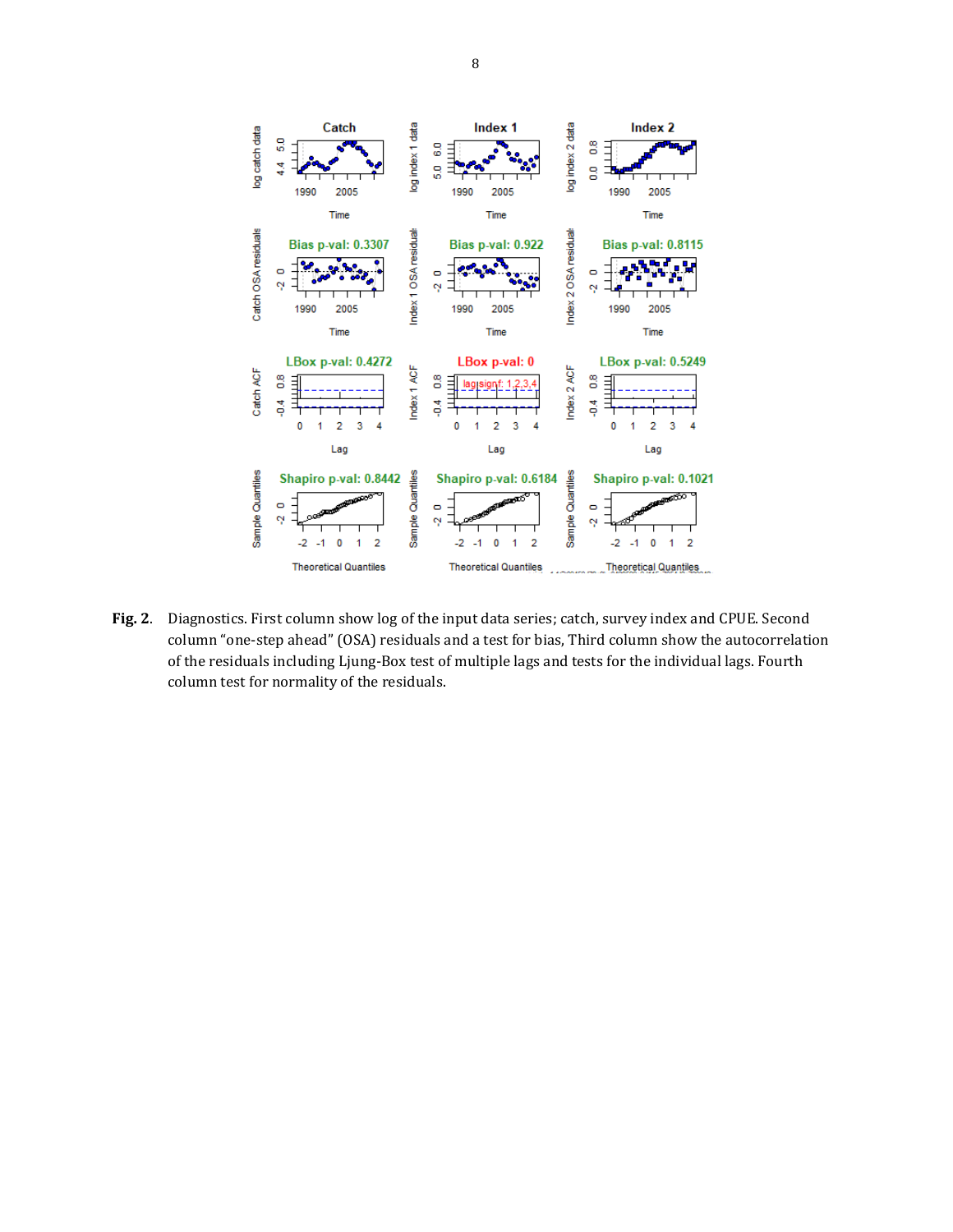**Fig. 2**. Diagnostics. First column show log of the input data series; catch, survey index and CPUE. Second column "one-step ahead" (OSA) residuals and a test for bias, Third column show the autocorrelation of the residuals including Ljung-Box test of multiple lags and tests for the individual lags. Fourth column test for normality of the residuals.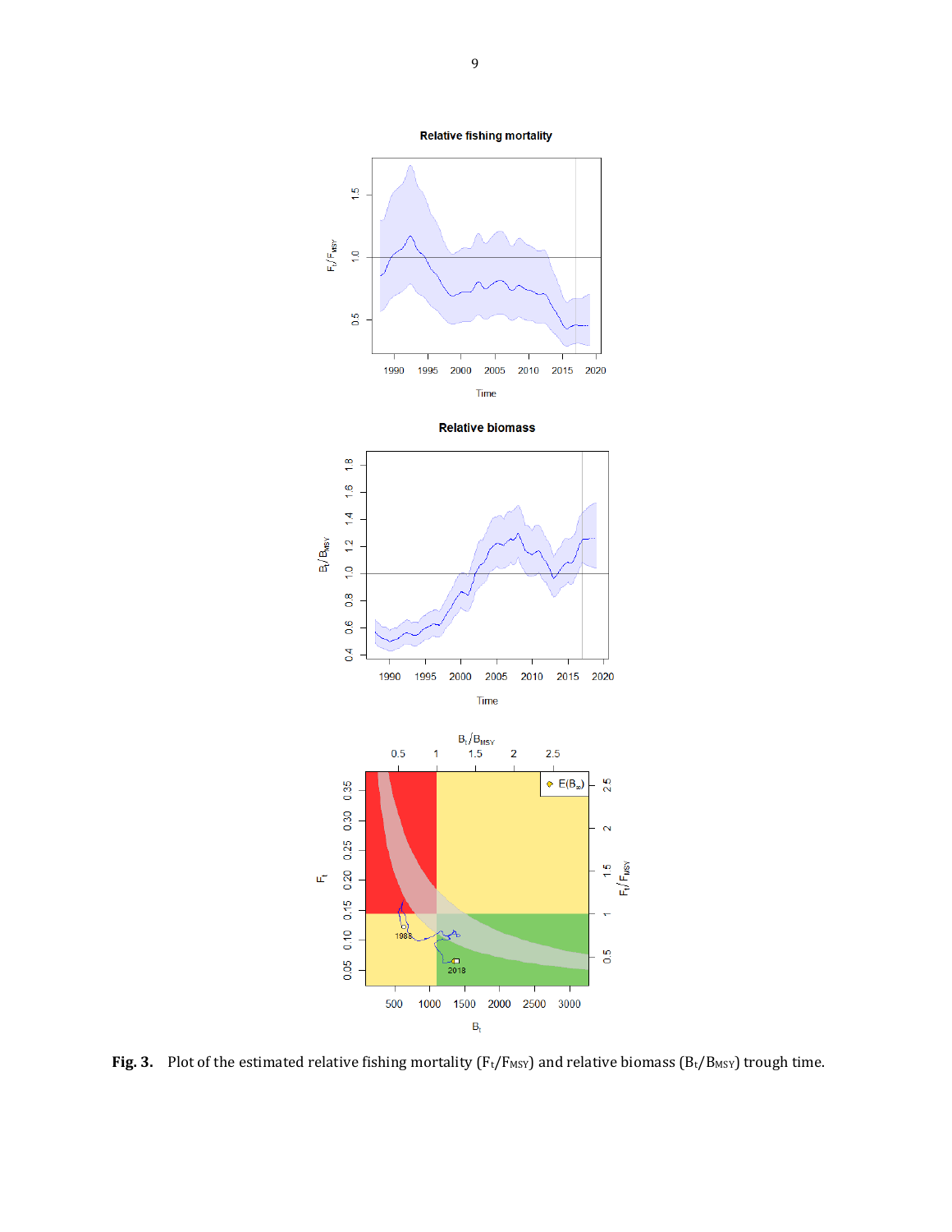**Fig. 3.** Plot of the estimated relative fishing mortality ($F_t/F_{MSY}$) and relative biomass ($B_t/B_{MSY}$) trough time.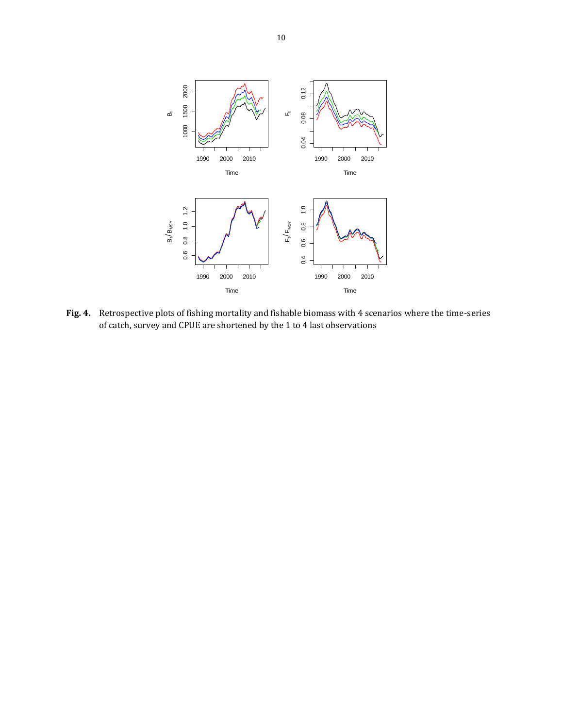$B_t$

2000
1500
1000

1990 2000 2010

Time

$F_t$

0.12
0.08
0.04

1990 2000 2010

Time

$B_t/B_{MSY}$

1.2
1.0
0.8
0.6

1990 2000 2010

Time

$F_t/F_{MSY}$

1.0
0.8
0.6
0.4

1990 2000 2010

Time

**Fig. 4.** Retrospective plots of fishing mortality and fishable biomass with 4 scenarios where the time-series of catch, survey and CPUE are shortened by the 1 to 4 last observations